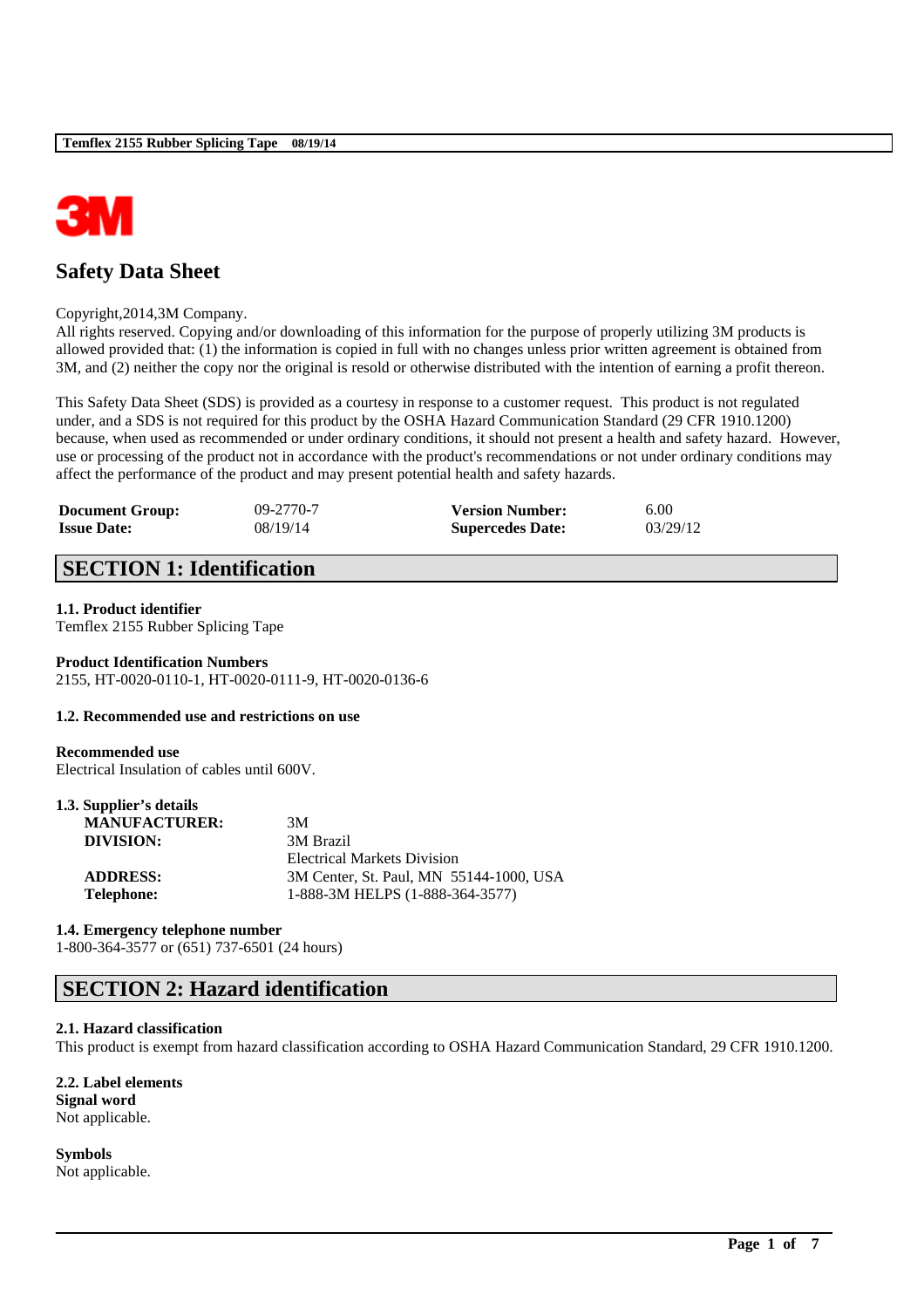# Safety Data Sheet

Copyright,2014,3M Company.
All rights reserved. Copying and/or downloading of this information for the purpose of properly utilizing 3M products is allowed provided that: (1) the information is copied in full with no changes unless prior written agreement is obtained from 3M, and (2) neither the copy nor the original is resold or otherwise distributed with the intention of earning a profit thereon.

This Safety Data Sheet (SDS) is provided as a courtesy in response to a customer request. This product is not regulated under, and a SDS is not required for this product by the OSHA Hazard Communication Standard (29 CFR 1910.1200) because, when used as recommended or under ordinary conditions, it should not present a health and safety hazard. However, use or processing of the product not in accordance with the product's recommendations or not under ordinary conditions may affect the performance of the product and may present potential health and safety hazards.

| | | | |
|---|---|---|---|
| **Document Group:** | 09-2770-7 | **Version Number:** | 6.00 |
| **Issue Date:** | 08/19/14 | **Supercedes Date:** | 03/29/12 |

## SECTION 1: Identification

### 1.1. Product identifier

Temflex 2155 Rubber Splicing Tape

**Product Identification Numbers**
2155, HT-0020-0110-1, HT-0020-0111-9, HT-0020-0136-6

### 1.2. Recommended use and restrictions on use

**Recommended use**
Electrical Insulation of cables until 600V.

### 1.3. Supplier's details

| | |
|---|---|
| **MANUFACTURER:** | 3M |
| **DIVISION:** | 3M Brazil |
| | Electrical Markets Division |
| **ADDRESS:** | 3M Center, St. Paul, MN 55144-1000, USA |
| **Telephone:** | 1-888-3M HELPS (1-888-364-3577) |

### 1.4. Emergency telephone number

1-800-364-3577 or (651) 737-6501 (24 hours)

## SECTION 2: Hazard identification

### 2.1. Hazard classification

This product is exempt from hazard classification according to OSHA Hazard Communication Standard, 29 CFR 1910.1200.

### 2.2. Label elements

**Signal word**
Not applicable.

**Symbols**
Not applicable.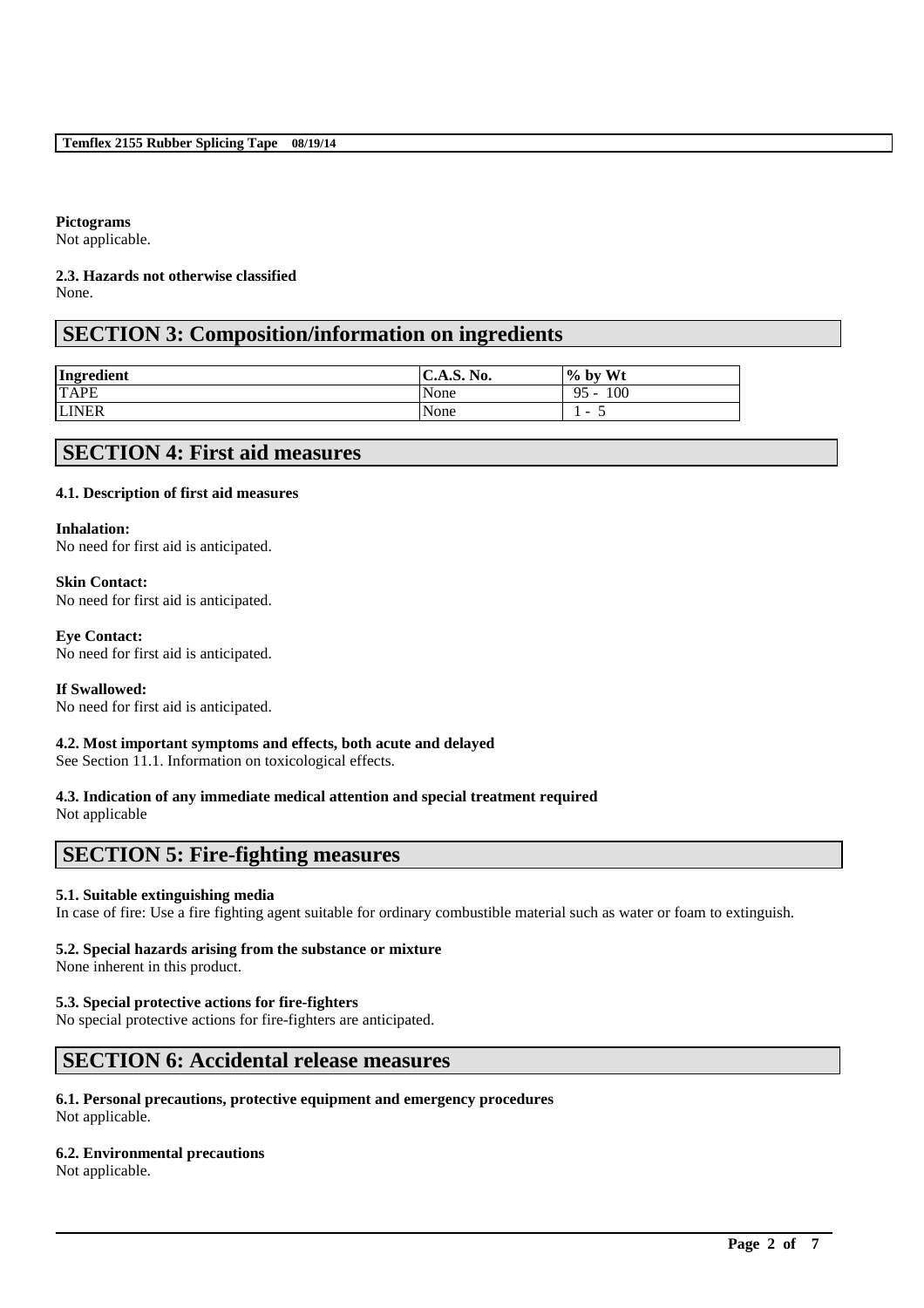**Pictograms**
Not applicable.

**2.3. Hazards not otherwise classified**
None.

## SECTION 3: Composition/information on ingredients

| Ingredient | C.A.S. No. | % by Wt |
| --- | --- | --- |
| TAPE | None | 95 - 100 |
| LINER | None | 1 - 5 |

## SECTION 4: First aid measures

**4.1. Description of first aid measures**

**Inhalation:**
No need for first aid is anticipated.

**Skin Contact:**
No need for first aid is anticipated.

**Eye Contact:**
No need for first aid is anticipated.

**If Swallowed:**
No need for first aid is anticipated.

**4.2. Most important symptoms and effects, both acute and delayed**
See Section 11.1. Information on toxicological effects.

**4.3. Indication of any immediate medical attention and special treatment required**
Not applicable

## SECTION 5: Fire-fighting measures

**5.1. Suitable extinguishing media**
In case of fire: Use a fire fighting agent suitable for ordinary combustible material such as water or foam to extinguish.

**5.2. Special hazards arising from the substance or mixture**
None inherent in this product.

**5.3. Special protective actions for fire-fighters**
No special protective actions for fire-fighters are anticipated.

## SECTION 6: Accidental release measures

**6.1. Personal precautions, protective equipment and emergency procedures**
Not applicable.

**6.2. Environmental precautions**
Not applicable.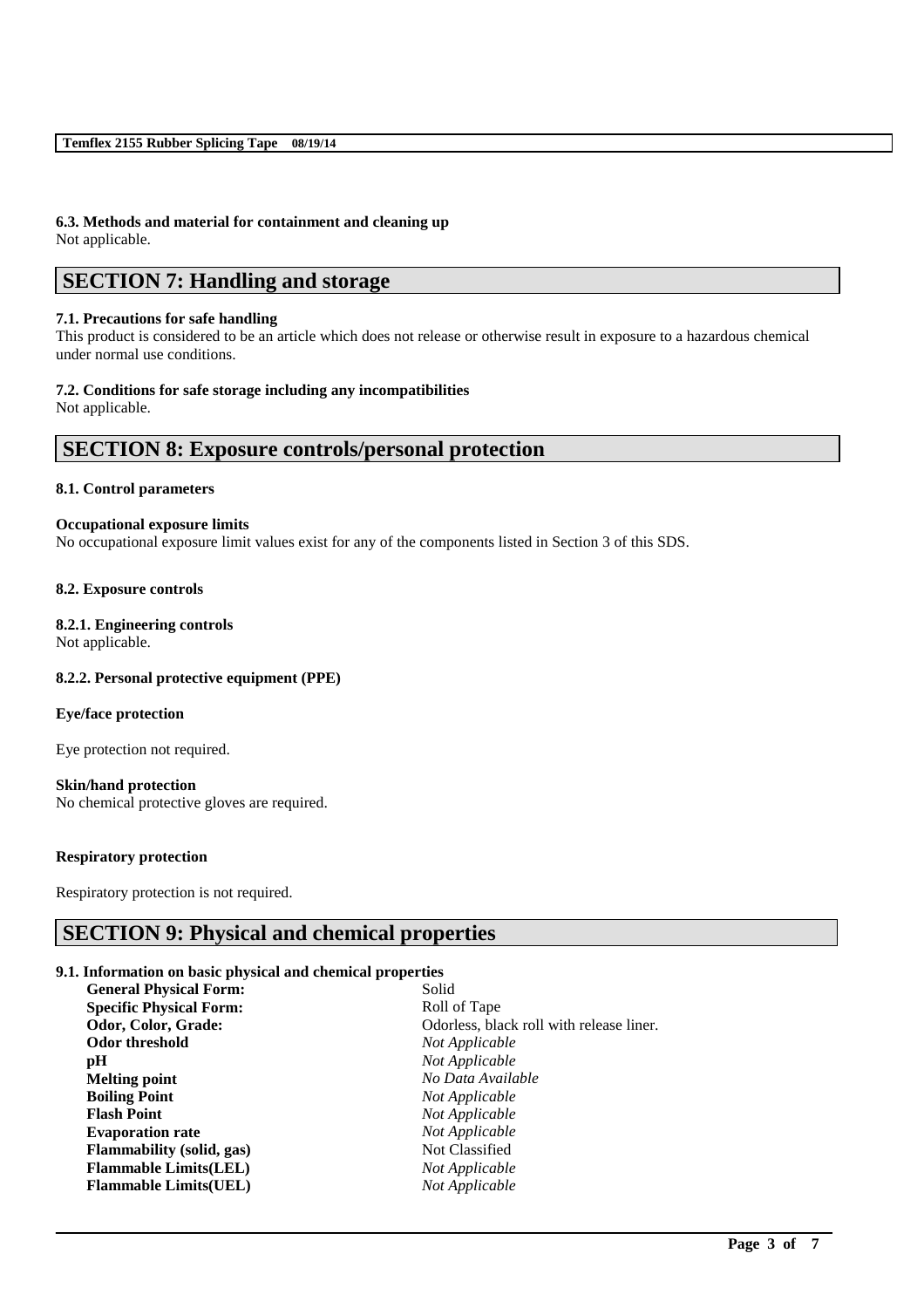### 6.3. Methods and material for containment and cleaning up

Not applicable.

## SECTION 7: Handling and storage

### 7.1. Precautions for safe handling

This product is considered to be an article which does not release or otherwise result in exposure to a hazardous chemical under normal use conditions.

### 7.2. Conditions for safe storage including any incompatibilities

Not applicable.

## SECTION 8: Exposure controls/personal protection

### 8.1. Control parameters

**Occupational exposure limits**

No occupational exposure limit values exist for any of the components listed in Section 3 of this SDS.

### 8.2. Exposure controls

#### 8.2.1. Engineering controls

Not applicable.

#### 8.2.2. Personal protective equipment (PPE)

**Eye/face protection**

Eye protection not required.

**Skin/hand protection**

No chemical protective gloves are required.

**Respiratory protection**

Respiratory protection is not required.

## SECTION 9: Physical and chemical properties

### 9.1. Information on basic physical and chemical properties

| | |
|---|---|
| **General Physical Form:** | Solid |
| **Specific Physical Form:** | Roll of Tape |
| **Odor, Color, Grade:** | Odorless, black roll with release liner. |
| **Odor threshold** | *Not Applicable* |
| **pH** | *Not Applicable* |
| **Melting point** | *No Data Available* |
| **Boiling Point** | *Not Applicable* |
| **Flash Point** | *Not Applicable* |
| **Evaporation rate** | *Not Applicable* |
| **Flammability (solid, gas)** | Not Classified |
| **Flammable Limits(LEL)** | *Not Applicable* |
| **Flammable Limits(UEL)** | *Not Applicable* |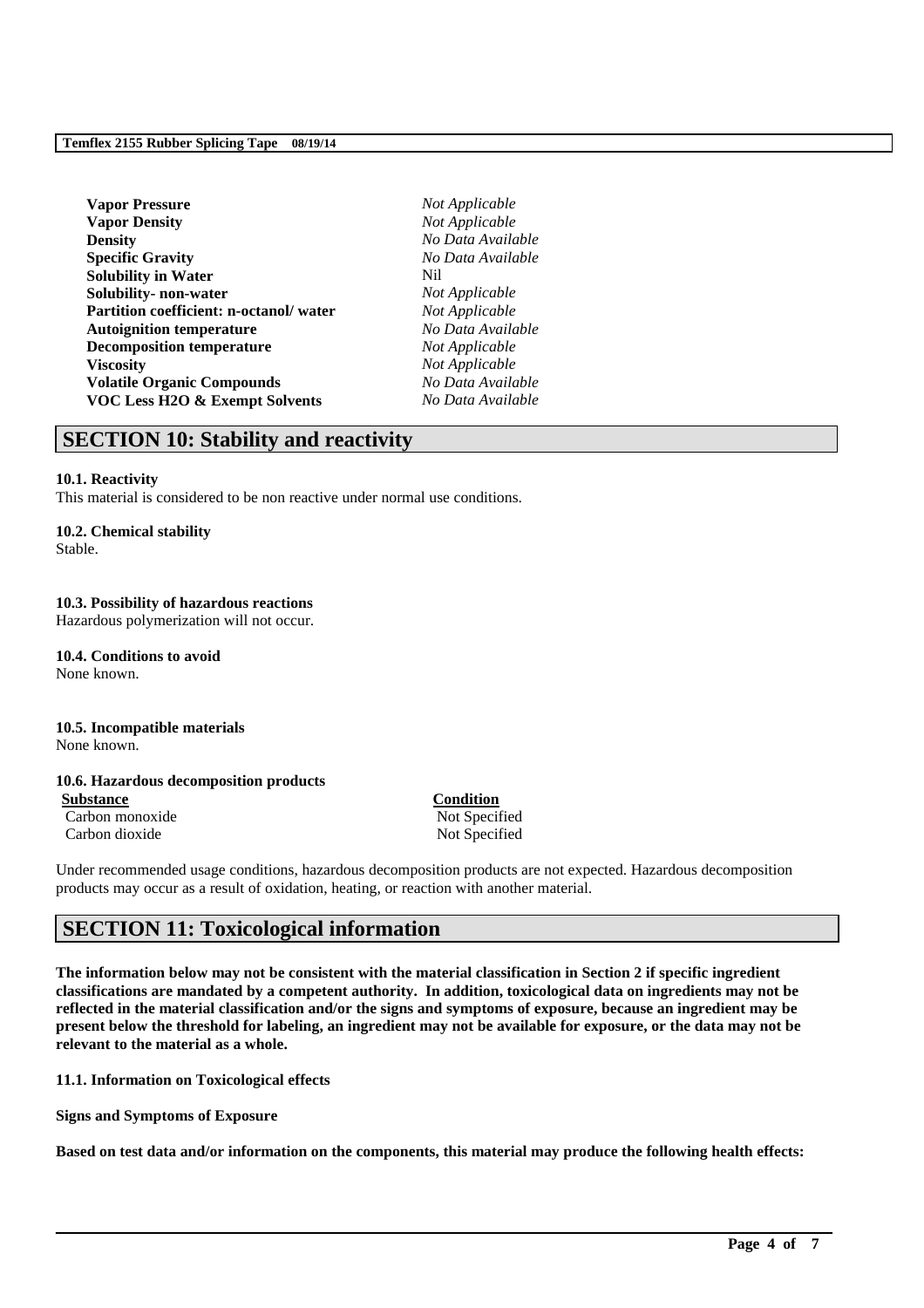| | |
|---|---|
| **Vapor Pressure** | *Not Applicable* |
| **Vapor Density** | *Not Applicable* |
| **Density** | *No Data Available* |
| **Specific Gravity** | *No Data Available* |
| **Solubility in Water** | Nil |
| **Solubility- non-water** | *Not Applicable* |
| **Partition coefficient: n-octanol/ water** | *Not Applicable* |
| **Autoignition temperature** | *No Data Available* |
| **Decomposition temperature** | *Not Applicable* |
| **Viscosity** | *Not Applicable* |
| **Volatile Organic Compounds** | *No Data Available* |
| **VOC Less H2O & Exempt Solvents** | *No Data Available* |

## SECTION 10: Stability and reactivity

**10.1. Reactivity**

This material is considered to be non reactive under normal use conditions.

**10.2. Chemical stability**

Stable.

**10.3. Possibility of hazardous reactions**

Hazardous polymerization will not occur.

**10.4. Conditions to avoid**

None known.

**10.5. Incompatible materials**

None known.

**10.6. Hazardous decomposition products**

| Substance | Condition |
|---|---|
| Carbon monoxide | Not Specified |
| Carbon dioxide | Not Specified |

Under recommended usage conditions, hazardous decomposition products are not expected. Hazardous decomposition products may occur as a result of oxidation, heating, or reaction with another material.

## SECTION 11: Toxicological information

**The information below may not be consistent with the material classification in Section 2 if specific ingredient classifications are mandated by a competent authority. In addition, toxicological data on ingredients may not be reflected in the material classification and/or the signs and symptoms of exposure, because an ingredient may be present below the threshold for labeling, an ingredient may not be available for exposure, or the data may not be relevant to the material as a whole.**

**11.1. Information on Toxicological effects**

**Signs and Symptoms of Exposure**

**Based on test data and/or information on the components, this material may produce the following health effects:**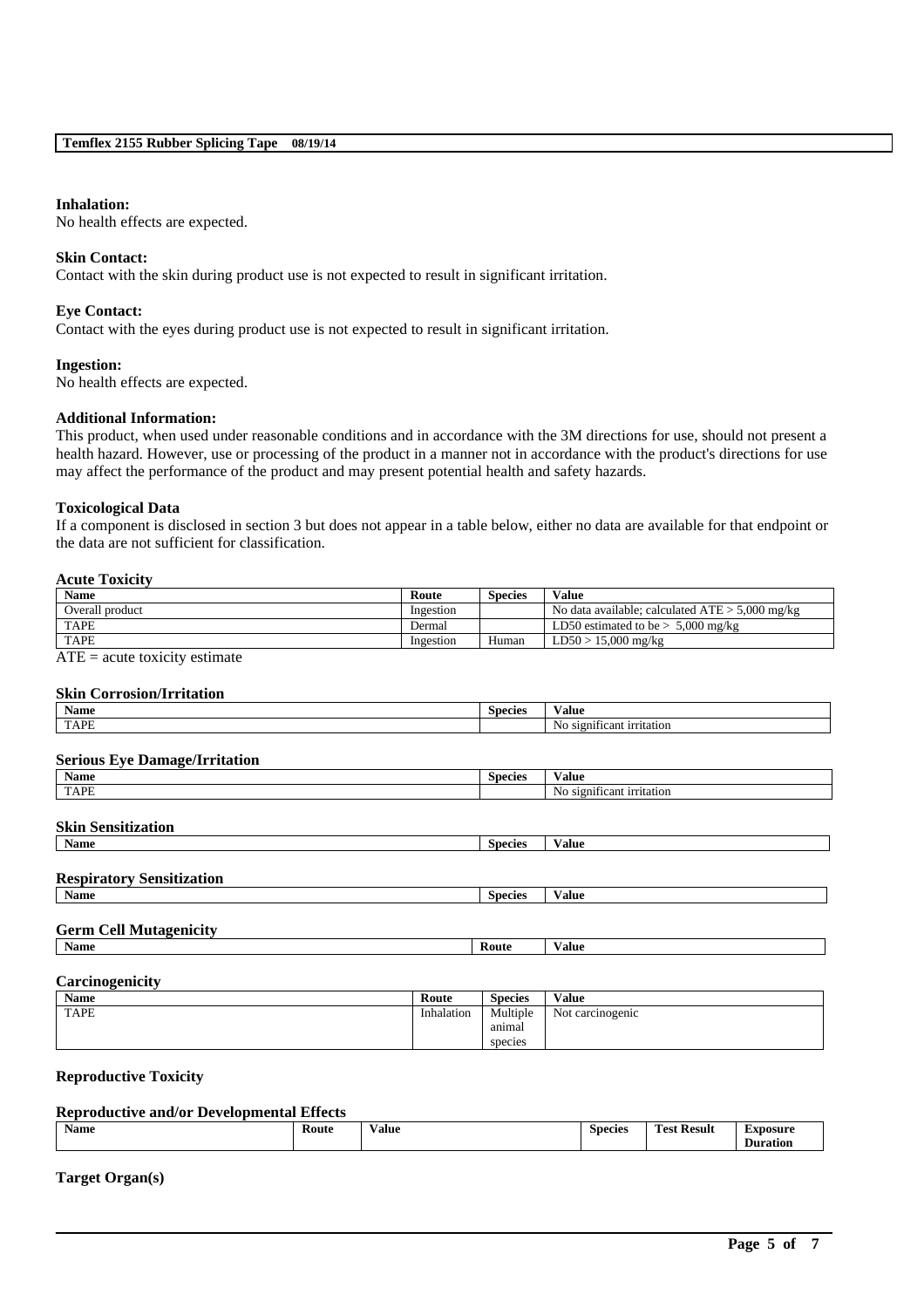**Inhalation:**
No health effects are expected.

**Skin Contact:**
Contact with the skin during product use is not expected to result in significant irritation.

**Eye Contact:**
Contact with the eyes during product use is not expected to result in significant irritation.

**Ingestion:**
No health effects are expected.

**Additional Information:**
This product, when used under reasonable conditions and in accordance with the 3M directions for use, should not present a health hazard. However, use or processing of the product in a manner not in accordance with the product's directions for use may affect the performance of the product and may present potential health and safety hazards.

**Toxicological Data**
If a component is disclosed in section 3 but does not appear in a table below, either no data are available for that endpoint or the data are not sufficient for classification.

**Acute Toxicity**

| Name | Route | Species | Value |
|---|---|---|---|
| Overall product | Ingestion | | No data available; calculated ATE > 5,000 mg/kg |
| TAPE | Dermal | | LD50 estimated to be > 5,000 mg/kg |
| TAPE | Ingestion | Human | LD50 > 15,000 mg/kg |

ATE = acute toxicity estimate

**Skin Corrosion/Irritation**

| Name | Species | Value |
|---|---|---|
| TAPE | | No significant irritation |

**Serious Eye Damage/Irritation**

| Name | Species | Value |
|---|---|---|
| TAPE | | No significant irritation |

**Skin Sensitization**

| Name | Species | Value |
|---|---|---|

**Respiratory Sensitization**

| Name | Species | Value |
|---|---|---|

**Germ Cell Mutagenicity**

| Name | Route | Value |
|---|---|---|

**Carcinogenicity**

| Name | Route | Species | Value |
|---|---|---|---|
| TAPE | Inhalation | Multiple animal species | Not carcinogenic |

**Reproductive Toxicity**

**Reproductive and/or Developmental Effects**

| Name | Route | Value | Species | Test Result | Exposure Duration |
|---|---|---|---|---|---|

**Target Organ(s)**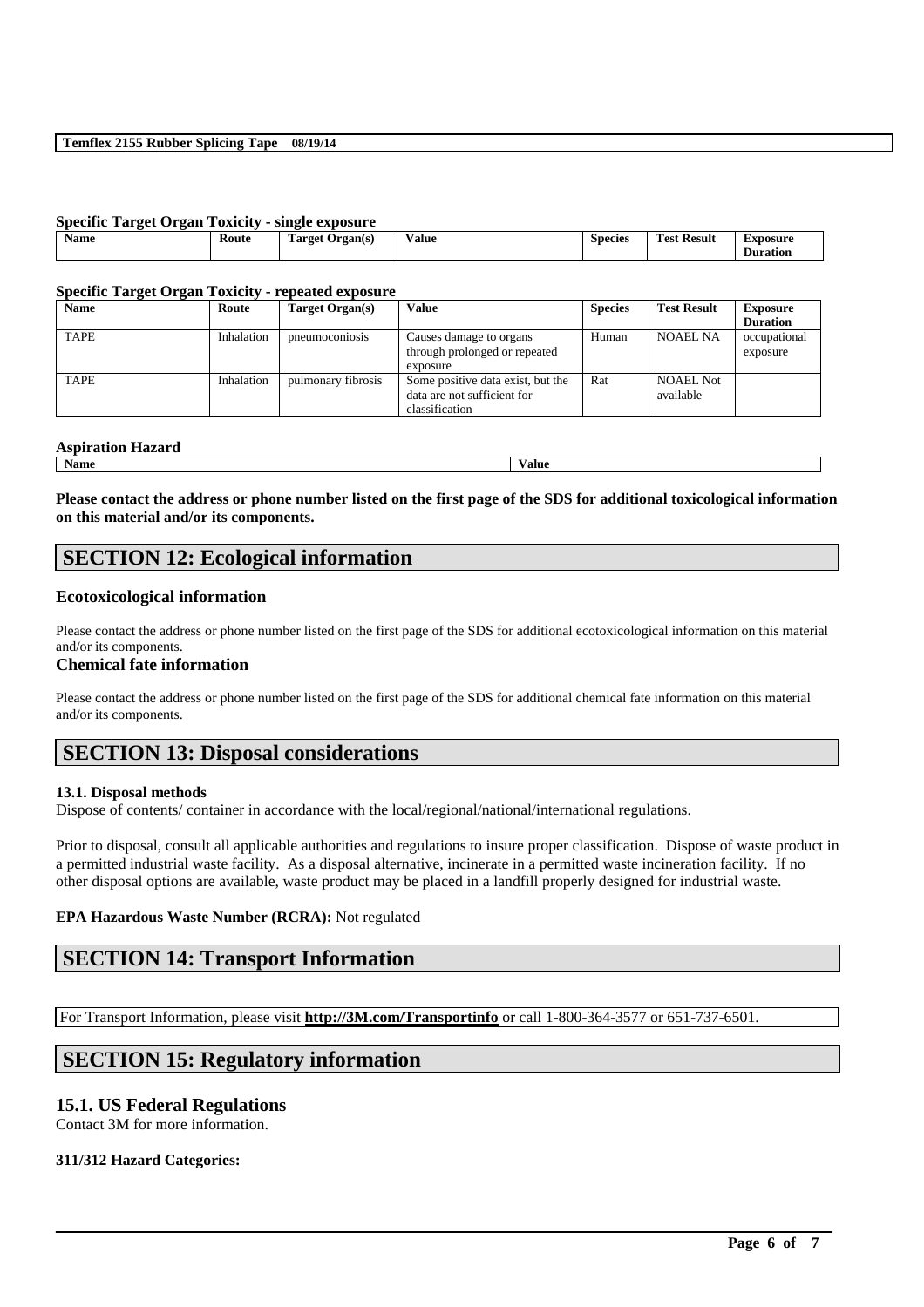**Specific Target Organ Toxicity - single exposure**

| Name | Route | Target Organ(s) | Value | Species | Test Result | Exposure Duration |
|---|---|---|---|---|---|---|

**Specific Target Organ Toxicity - repeated exposure**

| Name | Route | Target Organ(s) | Value | Species | Test Result | Exposure Duration |
|---|---|---|---|---|---|---|
| TAPE | Inhalation | pneumoconiosis | Causes damage to organs through prolonged or repeated exposure | Human | NOAEL NA | occupational exposure |
| TAPE | Inhalation | pulmonary fibrosis | Some positive data exist, but the data are not sufficient for classification | Rat | NOAEL Not available | |

**Aspiration Hazard**

| Name | Value |
|---|---|

**Please contact the address or phone number listed on the first page of the SDS for additional toxicological information on this material and/or its components.**

## SECTION 12: Ecological information

### Ecotoxicological information

Please contact the address or phone number listed on the first page of the SDS for additional ecotoxicological information on this material and/or its components.

### Chemical fate information

Please contact the address or phone number listed on the first page of the SDS for additional chemical fate information on this material and/or its components.

## SECTION 13: Disposal considerations

**13.1. Disposal methods**

Dispose of contents/ container in accordance with the local/regional/national/international regulations.

Prior to disposal, consult all applicable authorities and regulations to insure proper classification. Dispose of waste product in a permitted industrial waste facility. As a disposal alternative, incinerate in a permitted waste incineration facility. If no other disposal options are available, waste product may be placed in a landfill properly designed for industrial waste.

**EPA Hazardous Waste Number (RCRA):** Not regulated

## SECTION 14: Transport Information

For Transport Information, please visit **http://3M.com/Transportinfo** or call 1-800-364-3577 or 651-737-6501.

## SECTION 15: Regulatory information

### 15.1. US Federal Regulations

Contact 3M for more information.

**311/312 Hazard Categories:**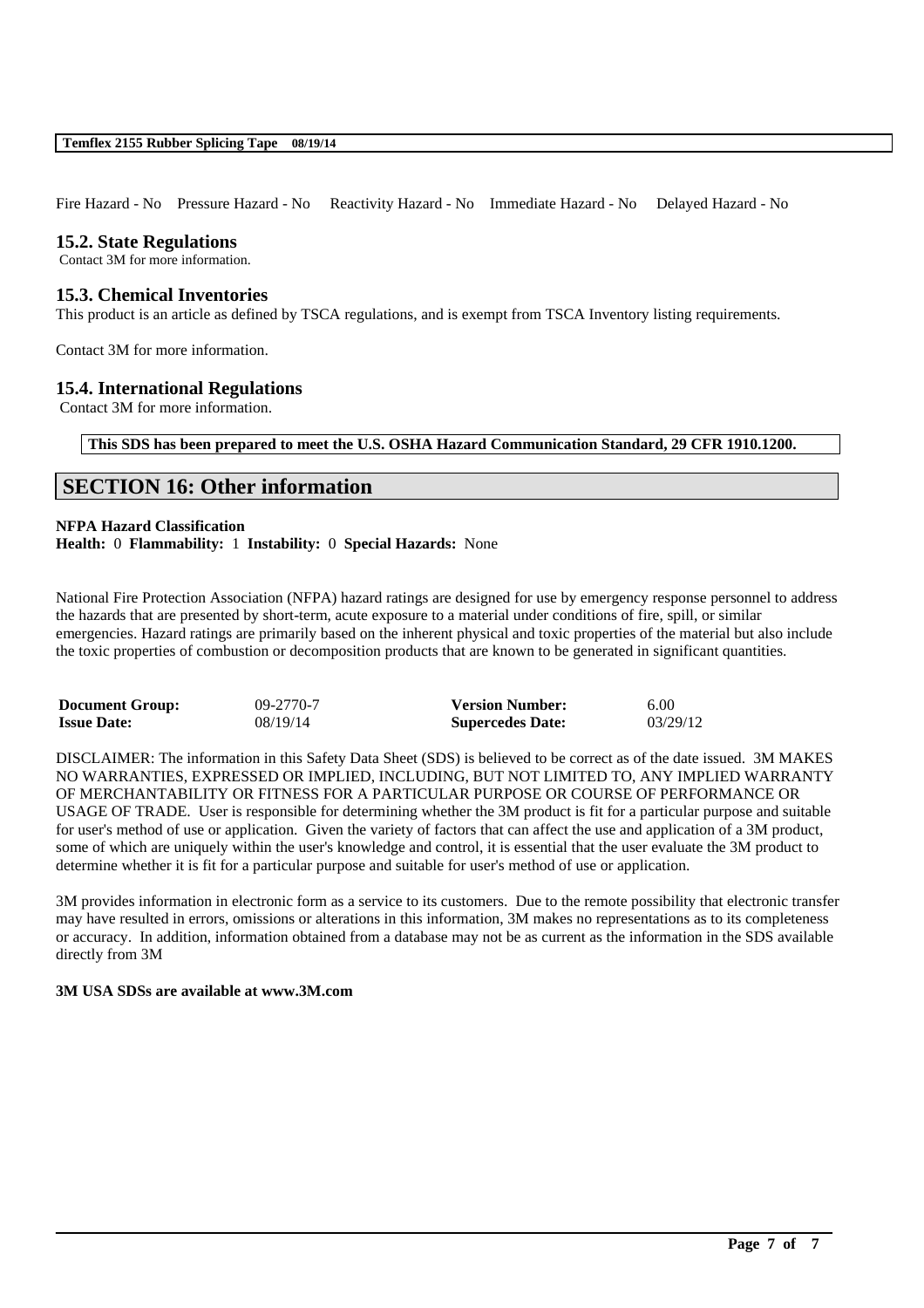Fire Hazard - No Pressure Hazard - No Reactivity Hazard - No Immediate Hazard - No Delayed Hazard - No

### 15.2. State Regulations

Contact 3M for more information.

### 15.3. Chemical Inventories

This product is an article as defined by TSCA regulations, and is exempt from TSCA Inventory listing requirements.

Contact 3M for more information.

### 15.4. International Regulations

Contact 3M for more information.

**This SDS has been prepared to meet the U.S. OSHA Hazard Communication Standard, 29 CFR 1910.1200.**

## SECTION 16: Other information

**NFPA Hazard Classification**
**Health:** 0 **Flammability:** 1 **Instability:** 0 **Special Hazards:** None

National Fire Protection Association (NFPA) hazard ratings are designed for use by emergency response personnel to address the hazards that are presented by short-term, acute exposure to a material under conditions of fire, spill, or similar emergencies. Hazard ratings are primarily based on the inherent physical and toxic properties of the material but also include the toxic properties of combustion or decomposition products that are known to be generated in significant quantities.

| | | | |
|---|---|---|---|
| **Document Group:** | 09-2770-7 | **Version Number:** | 6.00 |
| **Issue Date:** | 08/19/14 | **Supercedes Date:** | 03/29/12 |

DISCLAIMER: The information in this Safety Data Sheet (SDS) is believed to be correct as of the date issued. 3M MAKES NO WARRANTIES, EXPRESSED OR IMPLIED, INCLUDING, BUT NOT LIMITED TO, ANY IMPLIED WARRANTY OF MERCHANTABILITY OR FITNESS FOR A PARTICULAR PURPOSE OR COURSE OF PERFORMANCE OR USAGE OF TRADE. User is responsible for determining whether the 3M product is fit for a particular purpose and suitable for user's method of use or application. Given the variety of factors that can affect the use and application of a 3M product, some of which are uniquely within the user's knowledge and control, it is essential that the user evaluate the 3M product to determine whether it is fit for a particular purpose and suitable for user's method of use or application.

3M provides information in electronic form as a service to its customers. Due to the remote possibility that electronic transfer may have resulted in errors, omissions or alterations in this information, 3M makes no representations as to its completeness or accuracy. In addition, information obtained from a database may not be as current as the information in the SDS available directly from 3M

**3M USA SDSs are available at www.3M.com**